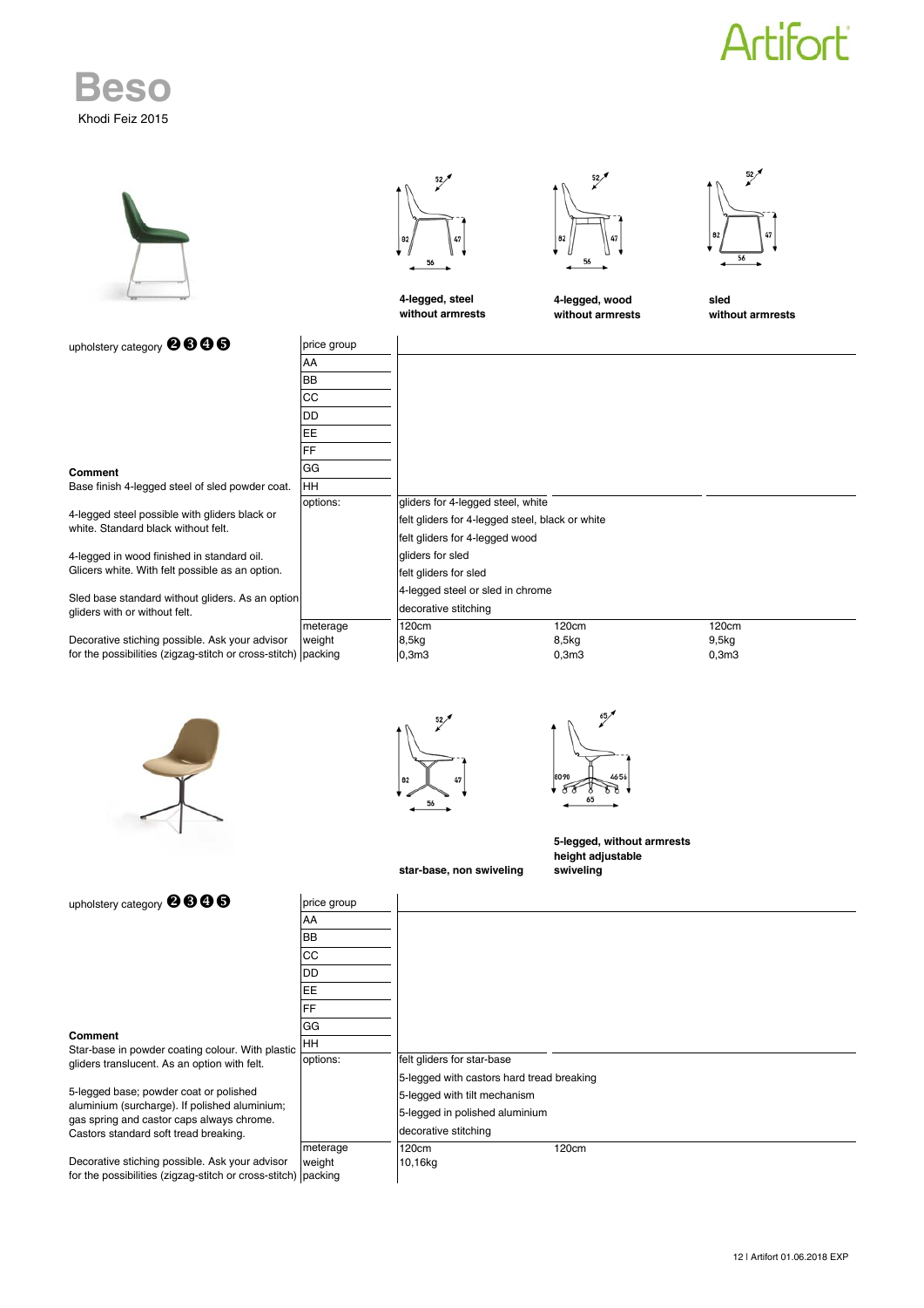Artifort

# Beso

Khodi Feiz 2015

| | 4-legged, steel without armrests | 4-legged, wood without armrests | sled without armrests |
|---|---|---|---|
| price group | | | |
| AA | | | |
| BB | | | |
| CC | | | |
| DD | | | |
| EE | | | |
| FF | | | |
| GG | | | |
| HH | | | |
| options: | gliders for 4-legged steel, white | | |
| | felt gliders for 4-legged steel, black or white | | |
| | felt gliders for 4-legged wood | | |
| | gliders for sled | | |
| | felt gliders for sled | | |
| | 4-legged steel or sled in chrome | | |
| | decorative stitching | | |
| meterage | 120cm | 120cm | 120cm |
| weight | 8,5kg | 8,5kg | 9,5kg |
| packing | 0,3m3 | 0,3m3 | 0,3m3 |

upholstery category ❷❸❹❺

**Comment**

Base finish 4-legged steel of sled powder coat.

4-legged steel possible with gliders black or white. Standard black without felt.

4-legged in wood finished in standard oil. Glicers white. With felt possible as an option.

Sled base standard without gliders. As an option gliders with or without felt.

Decorative stiching possible. Ask your advisor for the possibilities (zigzag-stitch or cross-stitch)

| | star-base, non swiveling | 5-legged, without armrests height adjustable swiveling |
|---|---|---|
| price group | | |
| AA | | |
| BB | | |
| CC | | |
| DD | | |
| EE | | |
| FF | | |
| GG | | |
| HH | | |
| options: | felt gliders for star-base | |
| | 5-legged with castors hard tread breaking | |
| | 5-legged with tilt mechanism | |
| | 5-legged in polished aluminium | |
| | decorative stitching | |
| meterage | 120cm | 120cm |
| weight | 10,16kg | |
| packing | | |

upholstery category ❷❸❹❺

**Comment**

Star-base in powder coating colour. With plastic gliders translucent. As an option with felt.

5-legged base; powder coat or polished aluminium (surcharge). If polished aluminium; gas spring and castor caps always chrome. Castors standard soft tread breaking.

Decorative stiching possible. Ask your advisor for the possibilities (zigzag-stitch or cross-stitch)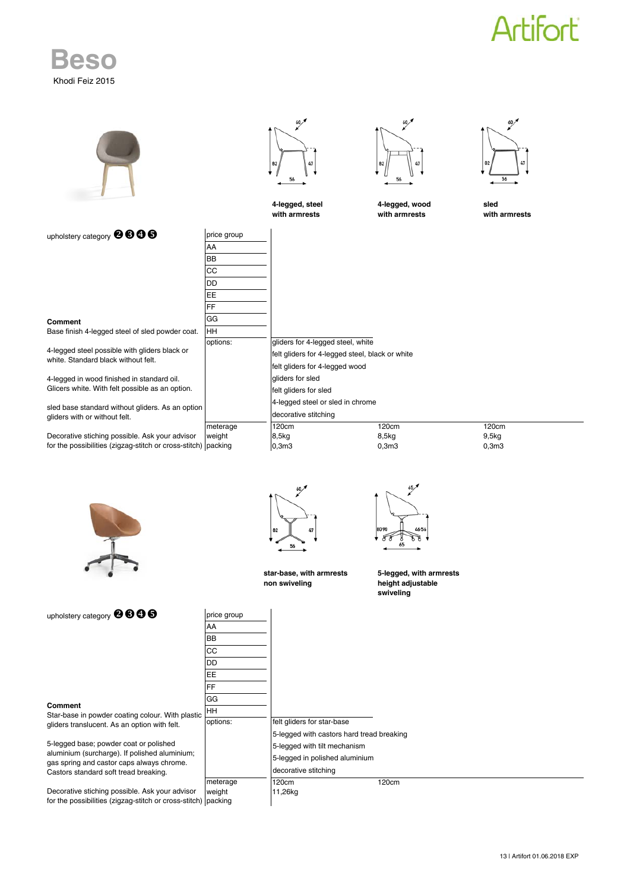# Beso

Khodi Feiz 2015

60 / 82 / 47 / 56 — 4-legged, steel with armrests

60 / 82 / 47 / 56 — 4-legged, wood with armrests

60 / 82 / 47 / 56 — sled with armrests

upholstery category ❷❸❹❺

| | 4-legged, steel with armrests | 4-legged, wood with armrests | sled with armrests |
|---|---|---|---|
| price group | | | |
| AA | | | |
| BB | | | |
| CC | | | |
| DD | | | |
| EE | | | |
| FF | | | |
| GG | | | |
| HH | | | |
| options: | gliders for 4-legged steel, white | | |
| | felt gliders for 4-legged steel, black or white | | |
| | felt gliders for 4-legged wood | | |
| | gliders for sled | | |
| | felt gliders for sled | | |
| | 4-legged steel or sled in chrome | | |
| | decorative stitching | | |
| meterage | 120cm | 120cm | 120cm |
| weight | 8,5kg | 8,5kg | 9,5kg |
| packing | 0,3m3 | 0,3m3 | 0,3m3 |

**Comment**

Base finish 4-legged steel of sled powder coat.

4-legged steel possible with gliders black or white. Standard black without felt.

4-legged in wood finished in standard oil. Glicers white. With felt possible as an option.

sled base standard without gliders. As an option gliders with or without felt.

Decorative stiching possible. Ask your advisor for the possibilities (zigzag-stitch or cross-stitch)

60 / 82 / 47 / 56 — star-base, with armrests non swiveling

65 / 8090 / 4656 / 65 — 5-legged, with armrests height adjustable swiveling

upholstery category ❷❸❹❺

| | star-base, with armrests non swiveling | 5-legged, with armrests height adjustable swiveling |
|---|---|---|
| price group | | |
| AA | | |
| BB | | |
| CC | | |
| DD | | |
| EE | | |
| FF | | |
| GG | | |
| HH | | |
| options: | felt gliders for star-base | |
| | 5-legged with castors hard tread breaking | |
| | 5-legged with tilt mechanism | |
| | 5-legged in polished aluminium | |
| | decorative stitching | |
| meterage | 120cm | 120cm |
| weight | 11,26kg | |
| packing | | |

**Comment**

Star-base in powder coating colour. With plastic gliders translucent. As an option with felt.

5-legged base; powder coat or polished aluminium (surcharge). If polished aluminium; gas spring and castor caps always chrome. Castors standard soft tread breaking.

Decorative stiching possible. Ask your advisor for the possibilities (zigzag-stitch or cross-stitch)